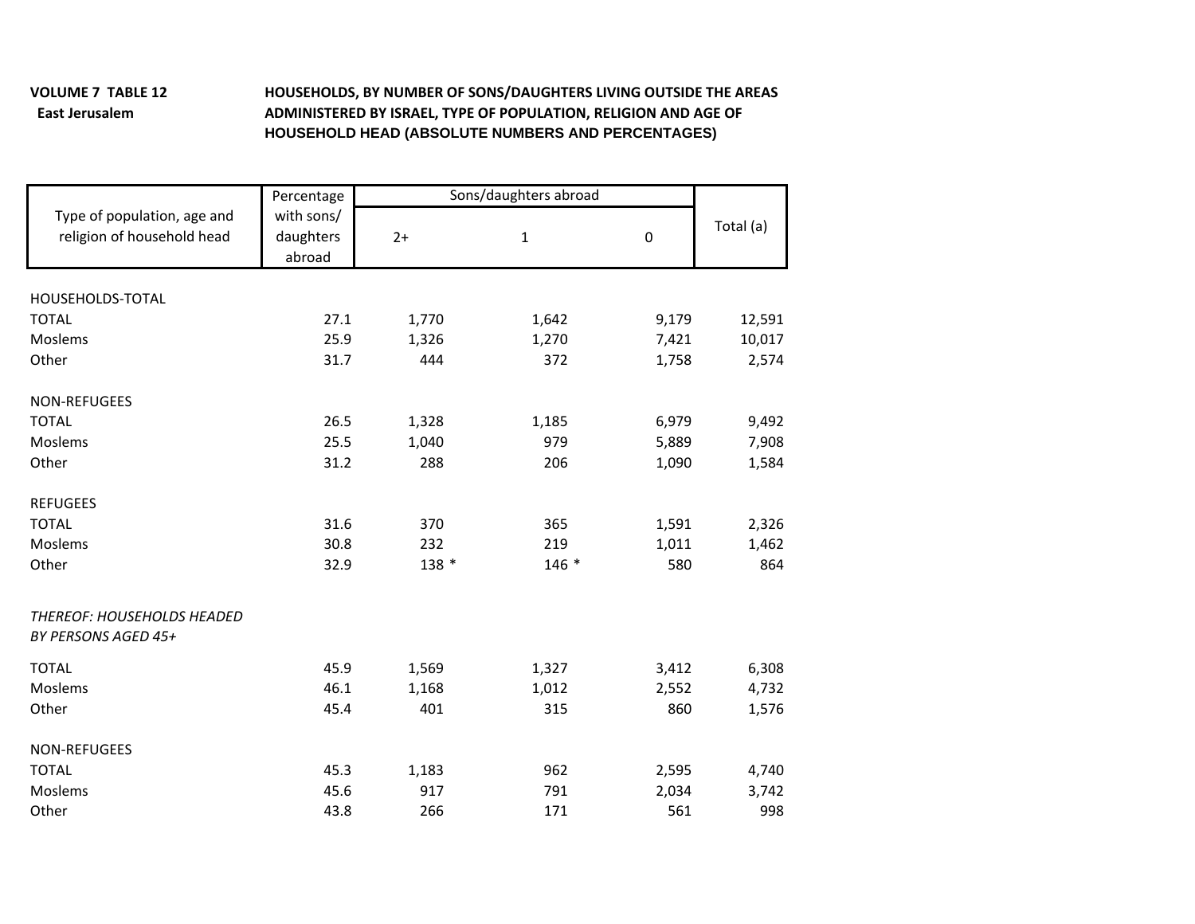**VOLUME 7 TABLE 12**
**East Jerusalem**

**HOUSEHOLDS, BY NUMBER OF SONS/DAUGHTERS LIVING OUTSIDE THE AREAS ADMINISTERED BY ISRAEL, TYPE OF POPULATION, RELIGION AND AGE OF HOUSEHOLD HEAD (ABSOLUTE NUMBERS AND PERCENTAGES)**

| Type of population, age and religion of household head | Percentage with sons/ daughters abroad | Sons/daughters abroad | | | Total (a) |
|---|---|---|---|---|---|
| | | 2+ | 1 | 0 | |
| HOUSEHOLDS-TOTAL | | | | | |
| TOTAL | 27.1 | 1,770 | 1,642 | 9,179 | 12,591 |
| Moslems | 25.9 | 1,326 | 1,270 | 7,421 | 10,017 |
| Other | 31.7 | 444 | 372 | 1,758 | 2,574 |
| NON-REFUGEES | | | | | |
| TOTAL | 26.5 | 1,328 | 1,185 | 6,979 | 9,492 |
| Moslems | 25.5 | 1,040 | 979 | 5,889 | 7,908 |
| Other | 31.2 | 288 | 206 | 1,090 | 1,584 |
| REFUGEES | | | | | |
| TOTAL | 31.6 | 370 | 365 | 1,591 | 2,326 |
| Moslems | 30.8 | 232 | 219 | 1,011 | 1,462 |
| Other | 32.9 | 138 * | 146 * | 580 | 864 |
| *THEREOF: HOUSEHOLDS HEADED BY PERSONS AGED 45+* | | | | | |
| TOTAL | 45.9 | 1,569 | 1,327 | 3,412 | 6,308 |
| Moslems | 46.1 | 1,168 | 1,012 | 2,552 | 4,732 |
| Other | 45.4 | 401 | 315 | 860 | 1,576 |
| NON-REFUGEES | | | | | |
| TOTAL | 45.3 | 1,183 | 962 | 2,595 | 4,740 |
| Moslems | 45.6 | 917 | 791 | 2,034 | 3,742 |
| Other | 43.8 | 266 | 171 | 561 | 998 |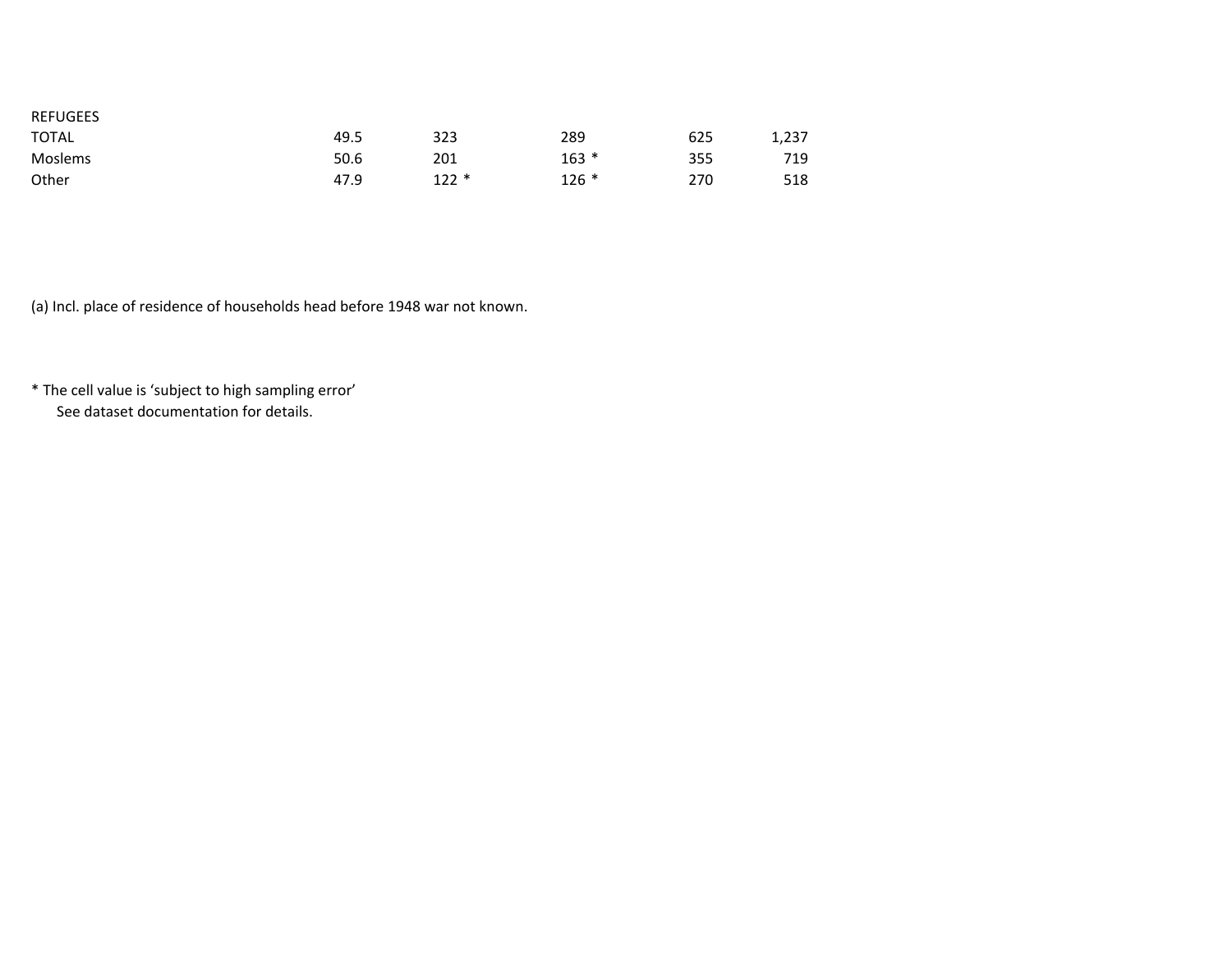| | | | | | |
|---|---|---|---|---|---|
| REFUGEES | | | | | |
| TOTAL | 49.5 | 323 | 289 | 625 | 1,237 |
| Moslems | 50.6 | 201 | 163 * | 355 | 719 |
| Other | 47.9 | 122 * | 126 * | 270 | 518 |

(a) Incl. place of residence of households head before 1948 war not known.

* The cell value is 'subject to high sampling error'
  See dataset documentation for details.